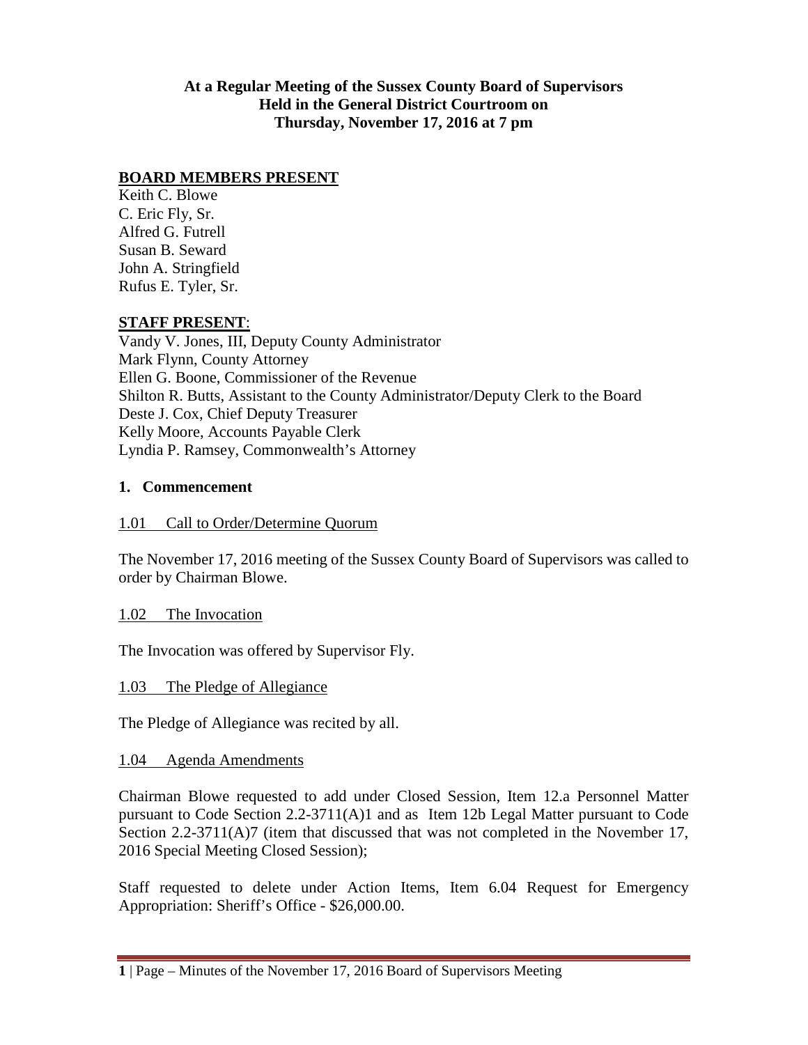**At a Regular Meeting of the Sussex County Board of Supervisors**
**Held in the General District Courtroom on**
**Thursday, November 17, 2016 at 7 pm**

**BOARD MEMBERS PRESENT**

Keith C. Blowe
C. Eric Fly, Sr.
Alfred G. Futrell
Susan B. Seward
John A. Stringfield
Rufus E. Tyler, Sr.

**STAFF PRESENT**:

Vandy V. Jones, III, Deputy County Administrator
Mark Flynn, County Attorney
Ellen G. Boone, Commissioner of the Revenue
Shilton R. Butts, Assistant to the County Administrator/Deputy Clerk to the Board
Deste J. Cox, Chief Deputy Treasurer
Kelly Moore, Accounts Payable Clerk
Lyndia P. Ramsey, Commonwealth's Attorney

## 1. Commencement

1.01 Call to Order/Determine Quorum

The November 17, 2016 meeting of the Sussex County Board of Supervisors was called to order by Chairman Blowe.

1.02 The Invocation

The Invocation was offered by Supervisor Fly.

1.03 The Pledge of Allegiance

The Pledge of Allegiance was recited by all.

1.04 Agenda Amendments

Chairman Blowe requested to add under Closed Session, Item 12.a Personnel Matter pursuant to Code Section 2.2-3711(A)1 and as Item 12b Legal Matter pursuant to Code Section 2.2-3711(A)7 (item that discussed that was not completed in the November 17, 2016 Special Meeting Closed Session);

Staff requested to delete under Action Items, Item 6.04 Request for Emergency Appropriation: Sheriff's Office - $26,000.00.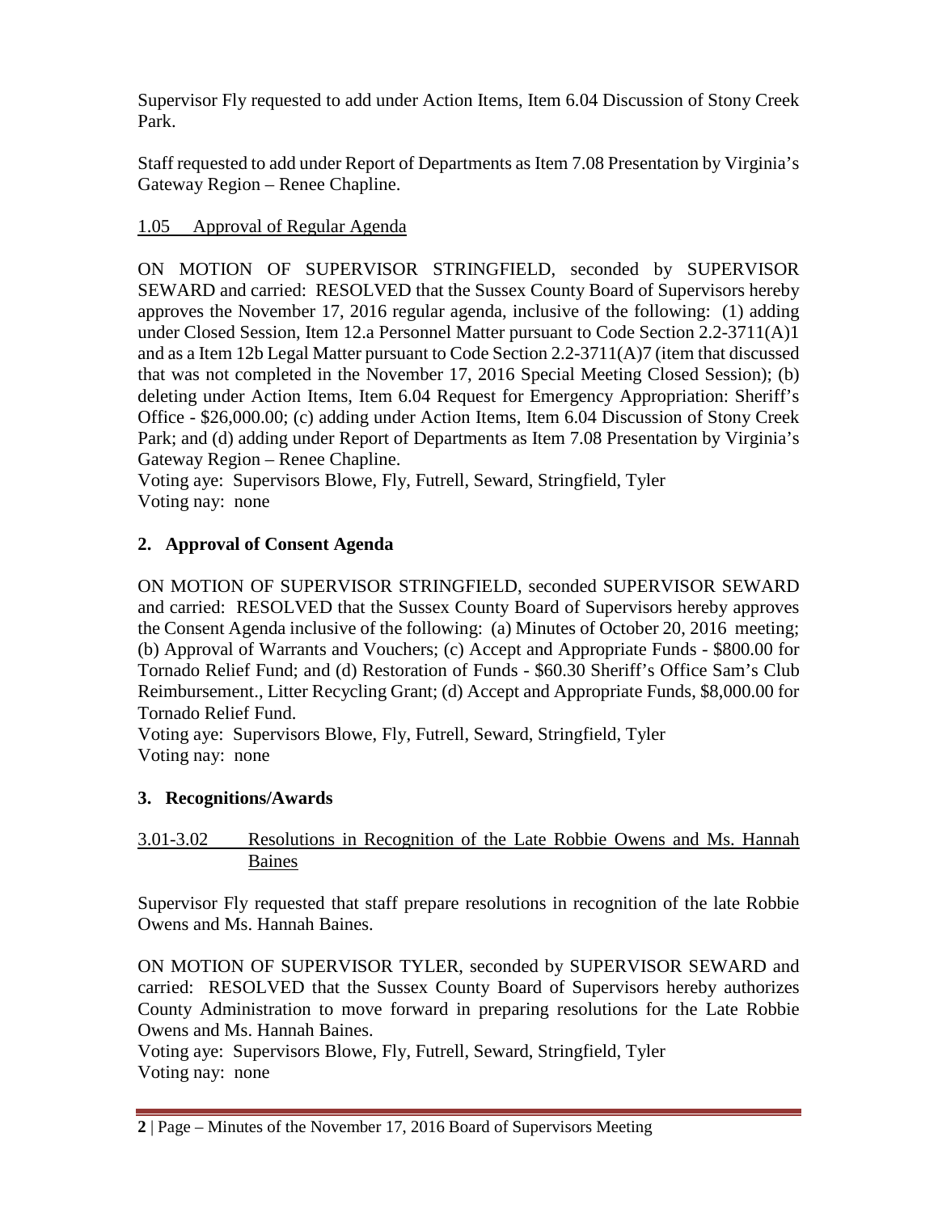Supervisor Fly requested to add under Action Items, Item 6.04 Discussion of Stony Creek Park.

Staff requested to add under Report of Departments as Item 7.08 Presentation by Virginia's Gateway Region – Renee Chapline.

1.05 Approval of Regular Agenda

ON MOTION OF SUPERVISOR STRINGFIELD, seconded by SUPERVISOR SEWARD and carried: RESOLVED that the Sussex County Board of Supervisors hereby approves the November 17, 2016 regular agenda, inclusive of the following: (1) adding under Closed Session, Item 12.a Personnel Matter pursuant to Code Section 2.2-3711(A)1 and as a Item 12b Legal Matter pursuant to Code Section 2.2-3711(A)7 (item that discussed that was not completed in the November 17, 2016 Special Meeting Closed Session); (b) deleting under Action Items, Item 6.04 Request for Emergency Appropriation: Sheriff's Office - $26,000.00; (c) adding under Action Items, Item 6.04 Discussion of Stony Creek Park; and (d) adding under Report of Departments as Item 7.08 Presentation by Virginia's Gateway Region – Renee Chapline.
Voting aye: Supervisors Blowe, Fly, Futrell, Seward, Stringfield, Tyler
Voting nay: none

## 2. Approval of Consent Agenda

ON MOTION OF SUPERVISOR STRINGFIELD, seconded SUPERVISOR SEWARD and carried: RESOLVED that the Sussex County Board of Supervisors hereby approves the Consent Agenda inclusive of the following: (a) Minutes of October 20, 2016 meeting; (b) Approval of Warrants and Vouchers; (c) Accept and Appropriate Funds - $800.00 for Tornado Relief Fund; and (d) Restoration of Funds - $60.30 Sheriff's Office Sam's Club Reimbursement., Litter Recycling Grant; (d) Accept and Appropriate Funds, $8,000.00 for Tornado Relief Fund.
Voting aye: Supervisors Blowe, Fly, Futrell, Seward, Stringfield, Tyler
Voting nay: none

## 3. Recognitions/Awards

3.01-3.02 Resolutions in Recognition of the Late Robbie Owens and Ms. Hannah Baines

Supervisor Fly requested that staff prepare resolutions in recognition of the late Robbie Owens and Ms. Hannah Baines.

ON MOTION OF SUPERVISOR TYLER, seconded by SUPERVISOR SEWARD and carried: RESOLVED that the Sussex County Board of Supervisors hereby authorizes County Administration to move forward in preparing resolutions for the Late Robbie Owens and Ms. Hannah Baines.
Voting aye: Supervisors Blowe, Fly, Futrell, Seward, Stringfield, Tyler
Voting nay: none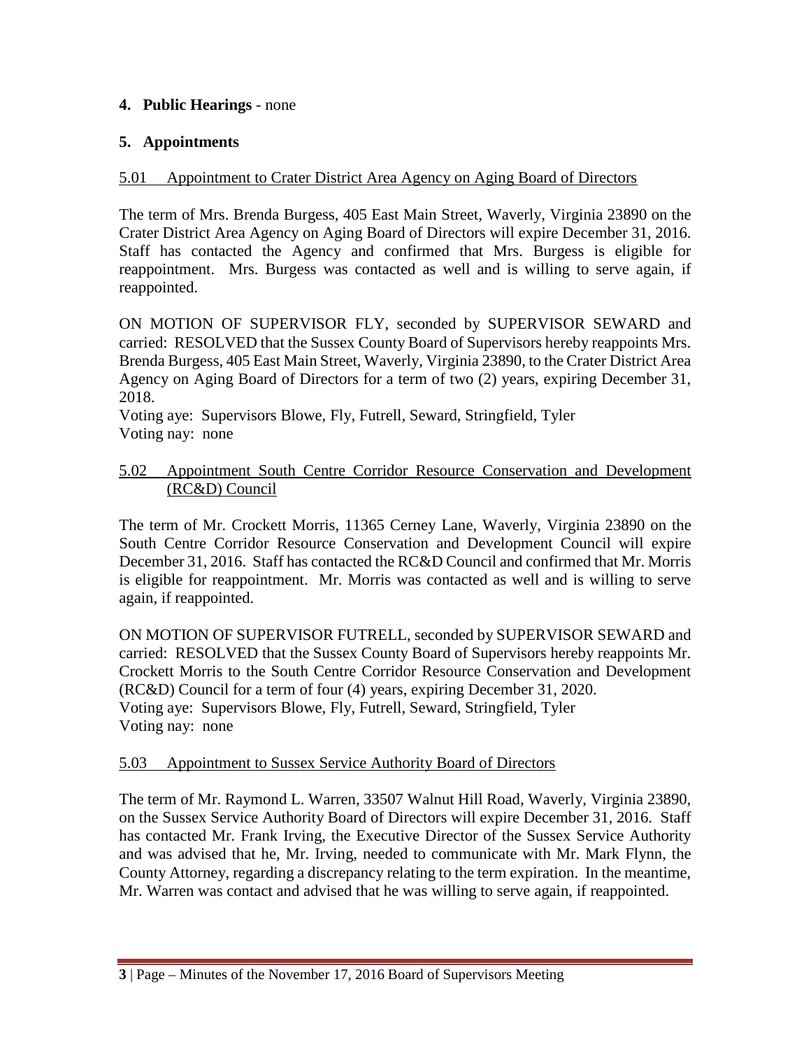**4. Public Hearings** - none

**5. Appointments**

5.01 Appointment to Crater District Area Agency on Aging Board of Directors

The term of Mrs. Brenda Burgess, 405 East Main Street, Waverly, Virginia 23890 on the Crater District Area Agency on Aging Board of Directors will expire December 31, 2016. Staff has contacted the Agency and confirmed that Mrs. Burgess is eligible for reappointment. Mrs. Burgess was contacted as well and is willing to serve again, if reappointed.

ON MOTION OF SUPERVISOR FLY, seconded by SUPERVISOR SEWARD and carried: RESOLVED that the Sussex County Board of Supervisors hereby reappoints Mrs. Brenda Burgess, 405 East Main Street, Waverly, Virginia 23890, to the Crater District Area Agency on Aging Board of Directors for a term of two (2) years, expiring December 31, 2018.
Voting aye: Supervisors Blowe, Fly, Futrell, Seward, Stringfield, Tyler
Voting nay: none

5.02 Appointment South Centre Corridor Resource Conservation and Development (RC&D) Council

The term of Mr. Crockett Morris, 11365 Cerney Lane, Waverly, Virginia 23890 on the South Centre Corridor Resource Conservation and Development Council will expire December 31, 2016. Staff has contacted the RC&D Council and confirmed that Mr. Morris is eligible for reappointment. Mr. Morris was contacted as well and is willing to serve again, if reappointed.

ON MOTION OF SUPERVISOR FUTRELL, seconded by SUPERVISOR SEWARD and carried: RESOLVED that the Sussex County Board of Supervisors hereby reappoints Mr. Crockett Morris to the South Centre Corridor Resource Conservation and Development (RC&D) Council for a term of four (4) years, expiring December 31, 2020.
Voting aye: Supervisors Blowe, Fly, Futrell, Seward, Stringfield, Tyler
Voting nay: none

5.03 Appointment to Sussex Service Authority Board of Directors

The term of Mr. Raymond L. Warren, 33507 Walnut Hill Road, Waverly, Virginia 23890, on the Sussex Service Authority Board of Directors will expire December 31, 2016. Staff has contacted Mr. Frank Irving, the Executive Director of the Sussex Service Authority and was advised that he, Mr. Irving, needed to communicate with Mr. Mark Flynn, the County Attorney, regarding a discrepancy relating to the term expiration. In the meantime, Mr. Warren was contact and advised that he was willing to serve again, if reappointed.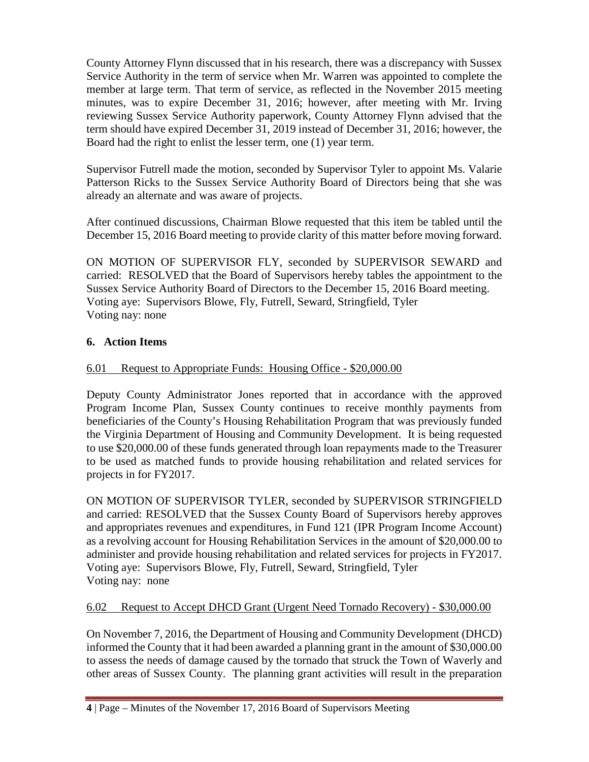County Attorney Flynn discussed that in his research, there was a discrepancy with Sussex Service Authority in the term of service when Mr. Warren was appointed to complete the member at large term. That term of service, as reflected in the November 2015 meeting minutes, was to expire December 31, 2016; however, after meeting with Mr. Irving reviewing Sussex Service Authority paperwork, County Attorney Flynn advised that the term should have expired December 31, 2019 instead of December 31, 2016; however, the Board had the right to enlist the lesser term, one (1) year term.

Supervisor Futrell made the motion, seconded by Supervisor Tyler to appoint Ms. Valarie Patterson Ricks to the Sussex Service Authority Board of Directors being that she was already an alternate and was aware of projects.

After continued discussions, Chairman Blowe requested that this item be tabled until the December 15, 2016 Board meeting to provide clarity of this matter before moving forward.

ON MOTION OF SUPERVISOR FLY, seconded by SUPERVISOR SEWARD and carried: RESOLVED that the Board of Supervisors hereby tables the appointment to the Sussex Service Authority Board of Directors to the December 15, 2016 Board meeting.
Voting aye: Supervisors Blowe, Fly, Futrell, Seward, Stringfield, Tyler
Voting nay: none

## 6. Action Items

6.01 Request to Appropriate Funds: Housing Office - $20,000.00

Deputy County Administrator Jones reported that in accordance with the approved Program Income Plan, Sussex County continues to receive monthly payments from beneficiaries of the County's Housing Rehabilitation Program that was previously funded the Virginia Department of Housing and Community Development. It is being requested to use $20,000.00 of these funds generated through loan repayments made to the Treasurer to be used as matched funds to provide housing rehabilitation and related services for projects in for FY2017.

ON MOTION OF SUPERVISOR TYLER, seconded by SUPERVISOR STRINGFIELD and carried: RESOLVED that the Sussex County Board of Supervisors hereby approves and appropriates revenues and expenditures, in Fund 121 (IPR Program Income Account) as a revolving account for Housing Rehabilitation Services in the amount of $20,000.00 to administer and provide housing rehabilitation and related services for projects in FY2017.
Voting aye: Supervisors Blowe, Fly, Futrell, Seward, Stringfield, Tyler
Voting nay: none

6.02 Request to Accept DHCD Grant (Urgent Need Tornado Recovery) - $30,000.00

On November 7, 2016, the Department of Housing and Community Development (DHCD) informed the County that it had been awarded a planning grant in the amount of $30,000.00 to assess the needs of damage caused by the tornado that struck the Town of Waverly and other areas of Sussex County. The planning grant activities will result in the preparation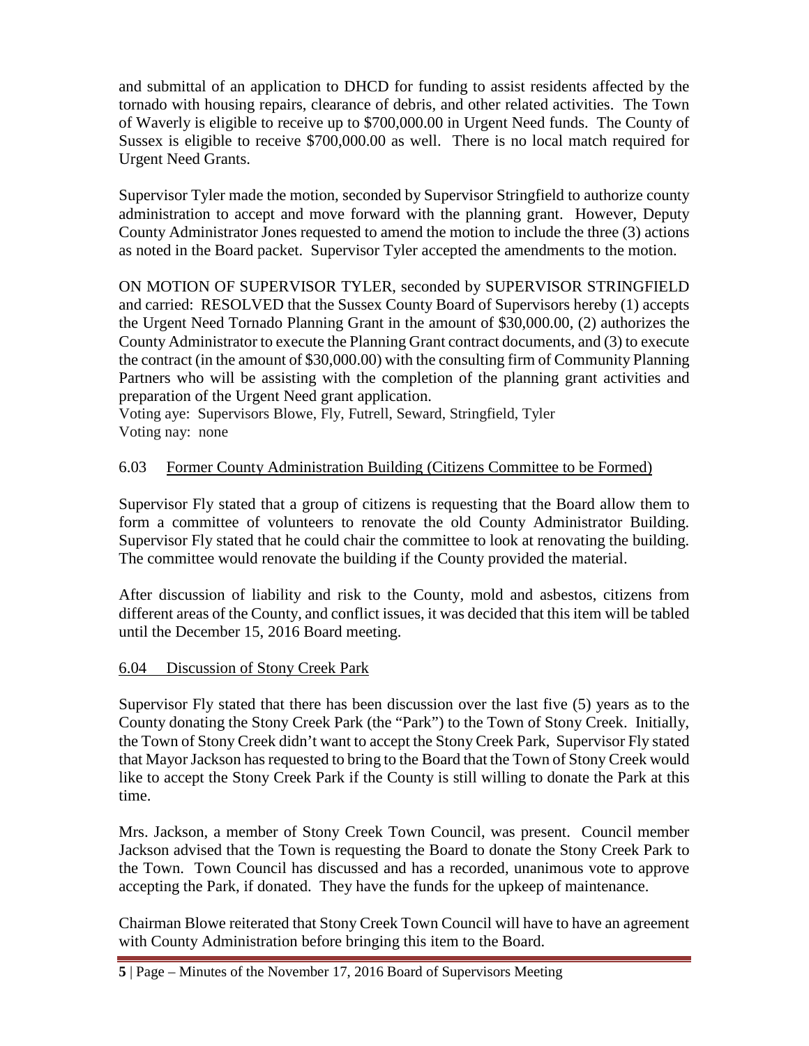and submittal of an application to DHCD for funding to assist residents affected by the tornado with housing repairs, clearance of debris, and other related activities. The Town of Waverly is eligible to receive up to $700,000.00 in Urgent Need funds. The County of Sussex is eligible to receive $700,000.00 as well. There is no local match required for Urgent Need Grants.

Supervisor Tyler made the motion, seconded by Supervisor Stringfield to authorize county administration to accept and move forward with the planning grant. However, Deputy County Administrator Jones requested to amend the motion to include the three (3) actions as noted in the Board packet. Supervisor Tyler accepted the amendments to the motion.

ON MOTION OF SUPERVISOR TYLER, seconded by SUPERVISOR STRINGFIELD and carried: RESOLVED that the Sussex County Board of Supervisors hereby (1) accepts the Urgent Need Tornado Planning Grant in the amount of $30,000.00, (2) authorizes the County Administrator to execute the Planning Grant contract documents, and (3) to execute the contract (in the amount of $30,000.00) with the consulting firm of Community Planning Partners who will be assisting with the completion of the planning grant activities and preparation of the Urgent Need grant application.
Voting aye: Supervisors Blowe, Fly, Futrell, Seward, Stringfield, Tyler
Voting nay: none

6.03 Former County Administration Building (Citizens Committee to be Formed)

Supervisor Fly stated that a group of citizens is requesting that the Board allow them to form a committee of volunteers to renovate the old County Administrator Building. Supervisor Fly stated that he could chair the committee to look at renovating the building. The committee would renovate the building if the County provided the material.

After discussion of liability and risk to the County, mold and asbestos, citizens from different areas of the County, and conflict issues, it was decided that this item will be tabled until the December 15, 2016 Board meeting.

6.04 Discussion of Stony Creek Park

Supervisor Fly stated that there has been discussion over the last five (5) years as to the County donating the Stony Creek Park (the "Park") to the Town of Stony Creek. Initially, the Town of Stony Creek didn't want to accept the Stony Creek Park, Supervisor Fly stated that Mayor Jackson has requested to bring to the Board that the Town of Stony Creek would like to accept the Stony Creek Park if the County is still willing to donate the Park at this time.

Mrs. Jackson, a member of Stony Creek Town Council, was present. Council member Jackson advised that the Town is requesting the Board to donate the Stony Creek Park to the Town. Town Council has discussed and has a recorded, unanimous vote to approve accepting the Park, if donated. They have the funds for the upkeep of maintenance.

Chairman Blowe reiterated that Stony Creek Town Council will have to have an agreement with County Administration before bringing this item to the Board.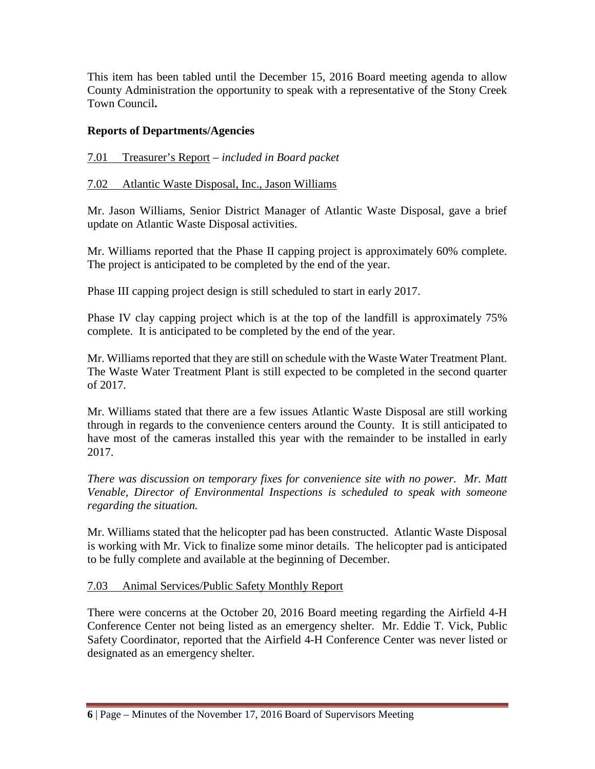This item has been tabled until the December 15, 2016 Board meeting agenda to allow County Administration the opportunity to speak with a representative of the Stony Creek Town Council**.**

**Reports of Departments/Agencies**

7.01 Treasurer's Report – *included in Board packet*

7.02 Atlantic Waste Disposal, Inc., Jason Williams

Mr. Jason Williams, Senior District Manager of Atlantic Waste Disposal, gave a brief update on Atlantic Waste Disposal activities.

Mr. Williams reported that the Phase II capping project is approximately 60% complete. The project is anticipated to be completed by the end of the year.

Phase III capping project design is still scheduled to start in early 2017.

Phase IV clay capping project which is at the top of the landfill is approximately 75% complete. It is anticipated to be completed by the end of the year.

Mr. Williams reported that they are still on schedule with the Waste Water Treatment Plant. The Waste Water Treatment Plant is still expected to be completed in the second quarter of 2017.

Mr. Williams stated that there are a few issues Atlantic Waste Disposal are still working through in regards to the convenience centers around the County. It is still anticipated to have most of the cameras installed this year with the remainder to be installed in early 2017.

*There was discussion on temporary fixes for convenience site with no power. Mr. Matt Venable, Director of Environmental Inspections is scheduled to speak with someone regarding the situation.*

Mr. Williams stated that the helicopter pad has been constructed. Atlantic Waste Disposal is working with Mr. Vick to finalize some minor details. The helicopter pad is anticipated to be fully complete and available at the beginning of December.

7.03 Animal Services/Public Safety Monthly Report

There were concerns at the October 20, 2016 Board meeting regarding the Airfield 4-H Conference Center not being listed as an emergency shelter. Mr. Eddie T. Vick, Public Safety Coordinator, reported that the Airfield 4-H Conference Center was never listed or designated as an emergency shelter.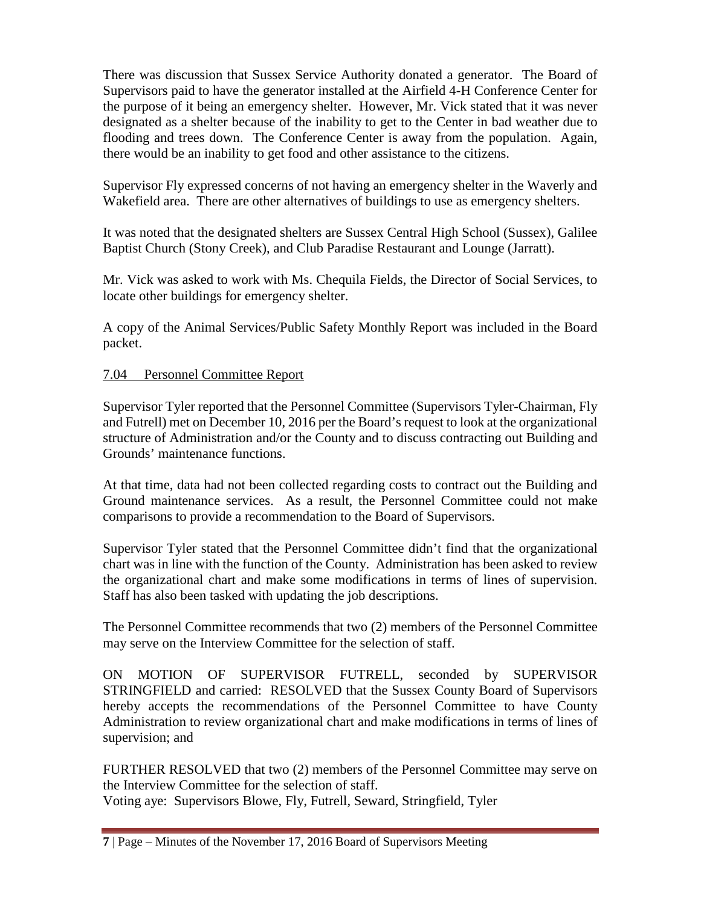There was discussion that Sussex Service Authority donated a generator. The Board of Supervisors paid to have the generator installed at the Airfield 4-H Conference Center for the purpose of it being an emergency shelter. However, Mr. Vick stated that it was never designated as a shelter because of the inability to get to the Center in bad weather due to flooding and trees down. The Conference Center is away from the population. Again, there would be an inability to get food and other assistance to the citizens.

Supervisor Fly expressed concerns of not having an emergency shelter in the Waverly and Wakefield area. There are other alternatives of buildings to use as emergency shelters.

It was noted that the designated shelters are Sussex Central High School (Sussex), Galilee Baptist Church (Stony Creek), and Club Paradise Restaurant and Lounge (Jarratt).

Mr. Vick was asked to work with Ms. Chequila Fields, the Director of Social Services, to locate other buildings for emergency shelter.

A copy of the Animal Services/Public Safety Monthly Report was included in the Board packet.

## 7.04 Personnel Committee Report

Supervisor Tyler reported that the Personnel Committee (Supervisors Tyler-Chairman, Fly and Futrell) met on December 10, 2016 per the Board's request to look at the organizational structure of Administration and/or the County and to discuss contracting out Building and Grounds' maintenance functions.

At that time, data had not been collected regarding costs to contract out the Building and Ground maintenance services. As a result, the Personnel Committee could not make comparisons to provide a recommendation to the Board of Supervisors.

Supervisor Tyler stated that the Personnel Committee didn't find that the organizational chart was in line with the function of the County. Administration has been asked to review the organizational chart and make some modifications in terms of lines of supervision. Staff has also been tasked with updating the job descriptions.

The Personnel Committee recommends that two (2) members of the Personnel Committee may serve on the Interview Committee for the selection of staff.

ON MOTION OF SUPERVISOR FUTRELL, seconded by SUPERVISOR STRINGFIELD and carried: RESOLVED that the Sussex County Board of Supervisors hereby accepts the recommendations of the Personnel Committee to have County Administration to review organizational chart and make modifications in terms of lines of supervision; and

FURTHER RESOLVED that two (2) members of the Personnel Committee may serve on the Interview Committee for the selection of staff.
Voting aye: Supervisors Blowe, Fly, Futrell, Seward, Stringfield, Tyler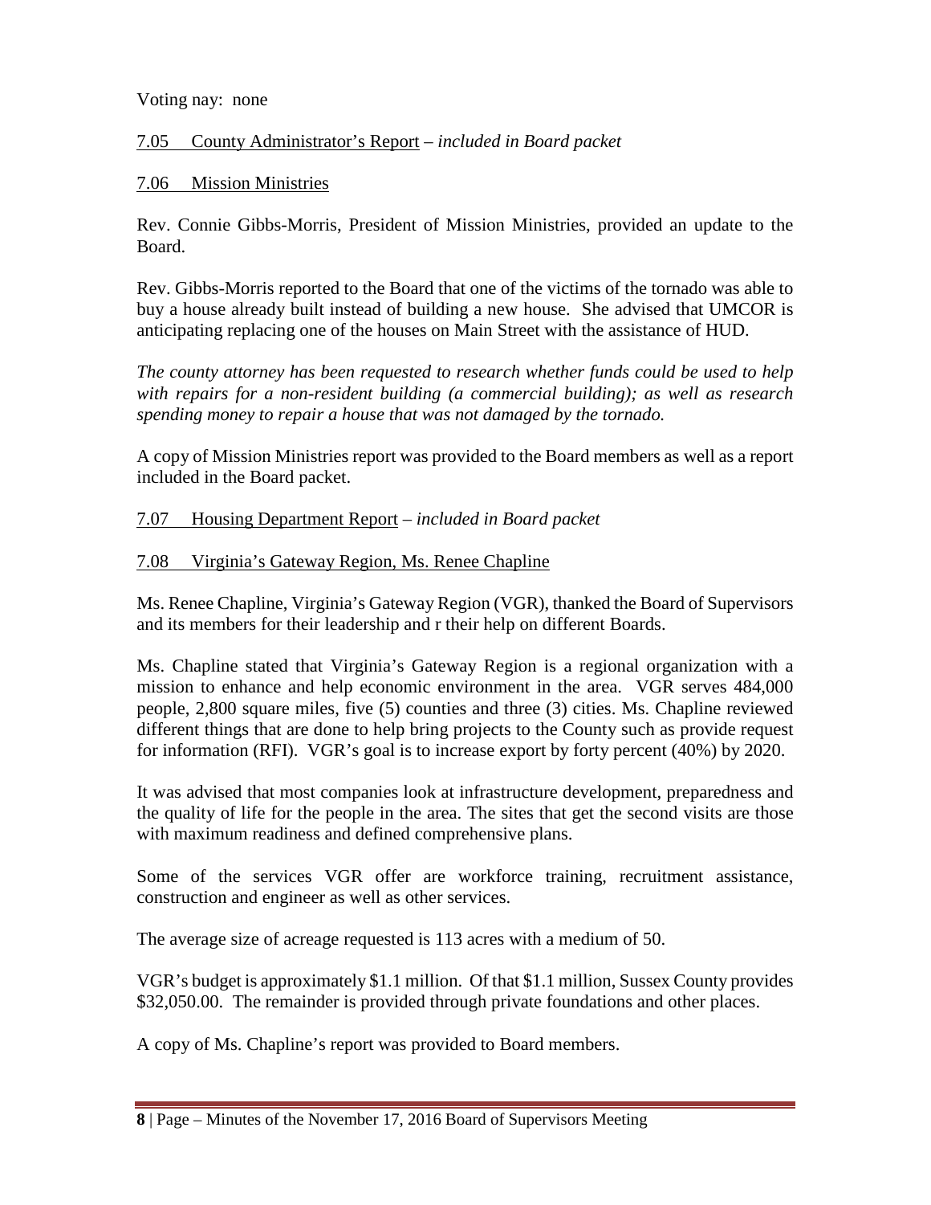Voting nay: none

7.05 County Administrator's Report – *included in Board packet*

7.06 Mission Ministries

Rev. Connie Gibbs-Morris, President of Mission Ministries, provided an update to the Board.

Rev. Gibbs-Morris reported to the Board that one of the victims of the tornado was able to buy a house already built instead of building a new house. She advised that UMCOR is anticipating replacing one of the houses on Main Street with the assistance of HUD.

*The county attorney has been requested to research whether funds could be used to help with repairs for a non-resident building (a commercial building); as well as research spending money to repair a house that was not damaged by the tornado.*

A copy of Mission Ministries report was provided to the Board members as well as a report included in the Board packet.

7.07 Housing Department Report – *included in Board packet*

7.08 Virginia's Gateway Region, Ms. Renee Chapline

Ms. Renee Chapline, Virginia's Gateway Region (VGR), thanked the Board of Supervisors and its members for their leadership and r their help on different Boards.

Ms. Chapline stated that Virginia's Gateway Region is a regional organization with a mission to enhance and help economic environment in the area. VGR serves 484,000 people, 2,800 square miles, five (5) counties and three (3) cities. Ms. Chapline reviewed different things that are done to help bring projects to the County such as provide request for information (RFI). VGR's goal is to increase export by forty percent (40%) by 2020.

It was advised that most companies look at infrastructure development, preparedness and the quality of life for the people in the area. The sites that get the second visits are those with maximum readiness and defined comprehensive plans.

Some of the services VGR offer are workforce training, recruitment assistance, construction and engineer as well as other services.

The average size of acreage requested is 113 acres with a medium of 50.

VGR's budget is approximately $1.1 million. Of that $1.1 million, Sussex County provides $32,050.00. The remainder is provided through private foundations and other places.

A copy of Ms. Chapline's report was provided to Board members.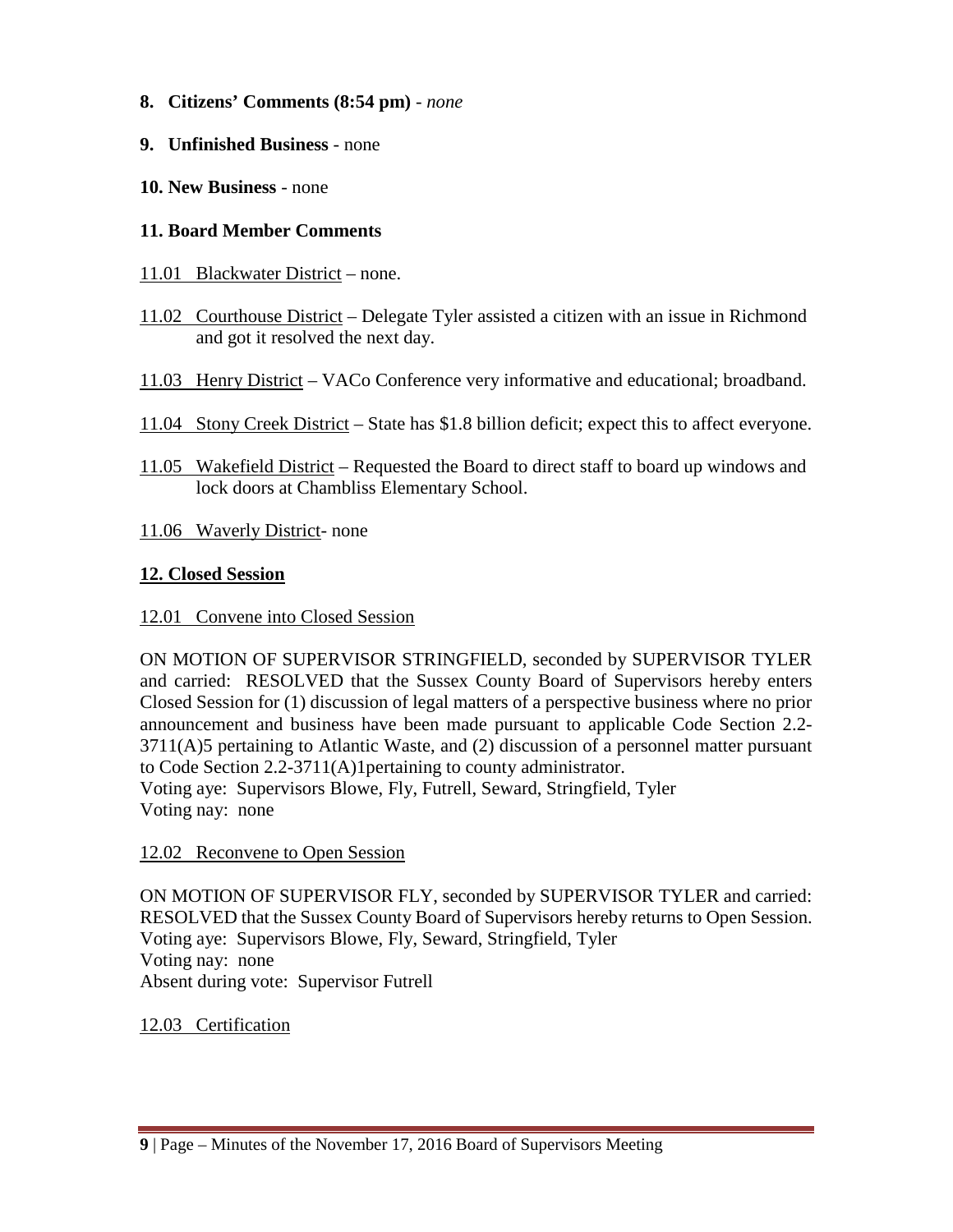**8. Citizens' Comments (8:54 pm)** - *none*

**9. Unfinished Business** - none

**10. New Business** - none

**11. Board Member Comments**

11.01 Blackwater District – none.

11.02 Courthouse District – Delegate Tyler assisted a citizen with an issue in Richmond and got it resolved the next day.

11.03 Henry District – VACo Conference very informative and educational; broadband.

11.04 Stony Creek District – State has $1.8 billion deficit; expect this to affect everyone.

11.05 Wakefield District – Requested the Board to direct staff to board up windows and lock doors at Chambliss Elementary School.

11.06 Waverly District- none

## 12. Closed Session

12.01 Convene into Closed Session

ON MOTION OF SUPERVISOR STRINGFIELD, seconded by SUPERVISOR TYLER and carried: RESOLVED that the Sussex County Board of Supervisors hereby enters Closed Session for (1) discussion of legal matters of a perspective business where no prior announcement and business have been made pursuant to applicable Code Section 2.2-3711(A)5 pertaining to Atlantic Waste, and (2) discussion of a personnel matter pursuant to Code Section 2.2-3711(A)1pertaining to county administrator.
Voting aye: Supervisors Blowe, Fly, Futrell, Seward, Stringfield, Tyler
Voting nay: none

12.02 Reconvene to Open Session

ON MOTION OF SUPERVISOR FLY, seconded by SUPERVISOR TYLER and carried: RESOLVED that the Sussex County Board of Supervisors hereby returns to Open Session.
Voting aye: Supervisors Blowe, Fly, Seward, Stringfield, Tyler
Voting nay: none
Absent during vote: Supervisor Futrell

12.03 Certification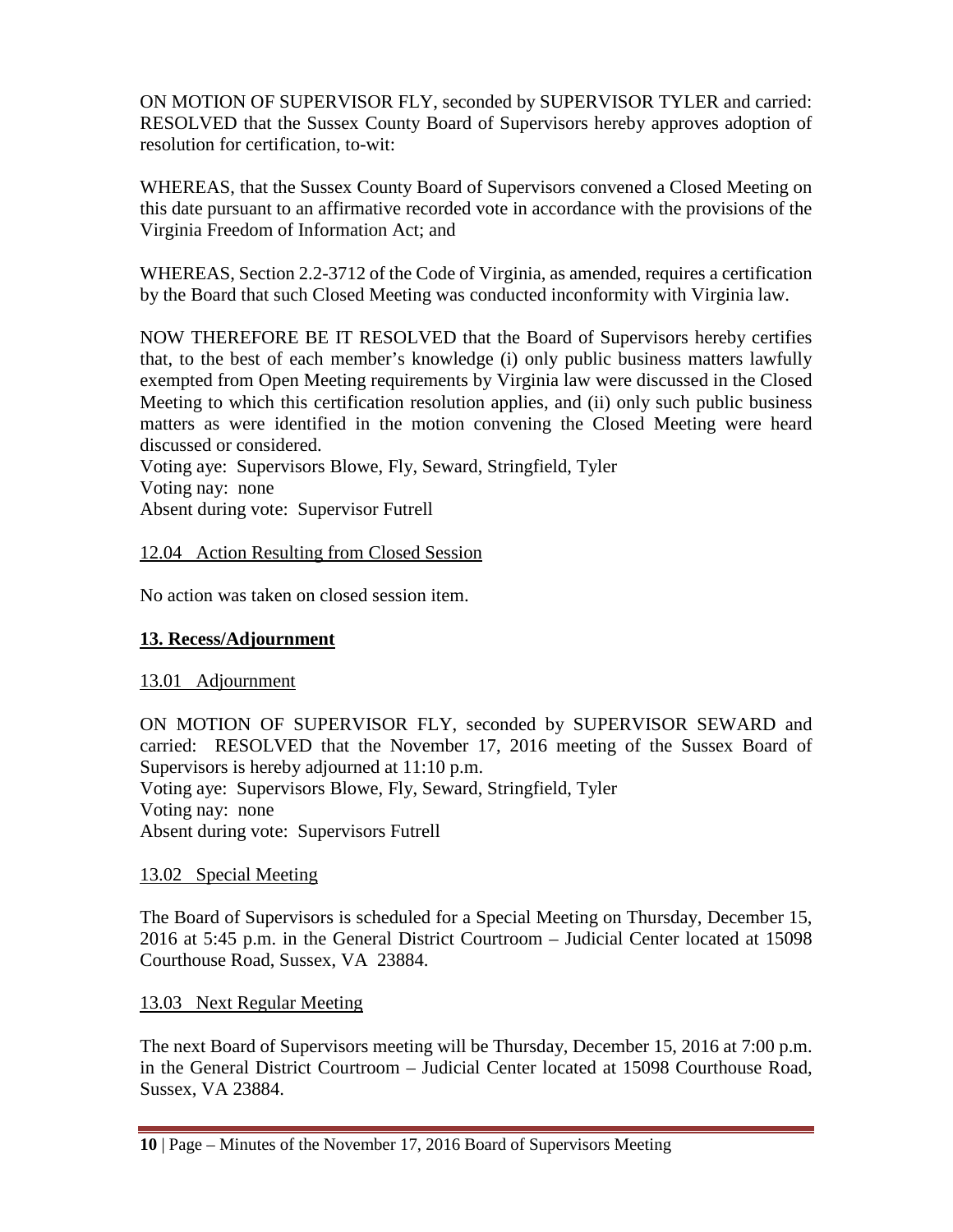ON MOTION OF SUPERVISOR FLY, seconded by SUPERVISOR TYLER and carried: RESOLVED that the Sussex County Board of Supervisors hereby approves adoption of resolution for certification, to-wit:

WHEREAS, that the Sussex County Board of Supervisors convened a Closed Meeting on this date pursuant to an affirmative recorded vote in accordance with the provisions of the Virginia Freedom of Information Act; and

WHEREAS, Section 2.2-3712 of the Code of Virginia, as amended, requires a certification by the Board that such Closed Meeting was conducted inconformity with Virginia law.

NOW THEREFORE BE IT RESOLVED that the Board of Supervisors hereby certifies that, to the best of each member's knowledge (i) only public business matters lawfully exempted from Open Meeting requirements by Virginia law were discussed in the Closed Meeting to which this certification resolution applies, and (ii) only such public business matters as were identified in the motion convening the Closed Meeting were heard discussed or considered.  
Voting aye: Supervisors Blowe, Fly, Seward, Stringfield, Tyler  
Voting nay: none  
Absent during vote: Supervisor Futrell

12.04 Action Resulting from Closed Session

No action was taken on closed session item.

## 13. Recess/Adjournment

13.01 Adjournment

ON MOTION OF SUPERVISOR FLY, seconded by SUPERVISOR SEWARD and carried: RESOLVED that the November 17, 2016 meeting of the Sussex Board of Supervisors is hereby adjourned at 11:10 p.m.  
Voting aye: Supervisors Blowe, Fly, Seward, Stringfield, Tyler  
Voting nay: none  
Absent during vote: Supervisors Futrell

13.02 Special Meeting

The Board of Supervisors is scheduled for a Special Meeting on Thursday, December 15, 2016 at 5:45 p.m. in the General District Courtroom – Judicial Center located at 15098 Courthouse Road, Sussex, VA 23884.

13.03 Next Regular Meeting

The next Board of Supervisors meeting will be Thursday, December 15, 2016 at 7:00 p.m. in the General District Courtroom – Judicial Center located at 15098 Courthouse Road, Sussex, VA 23884.